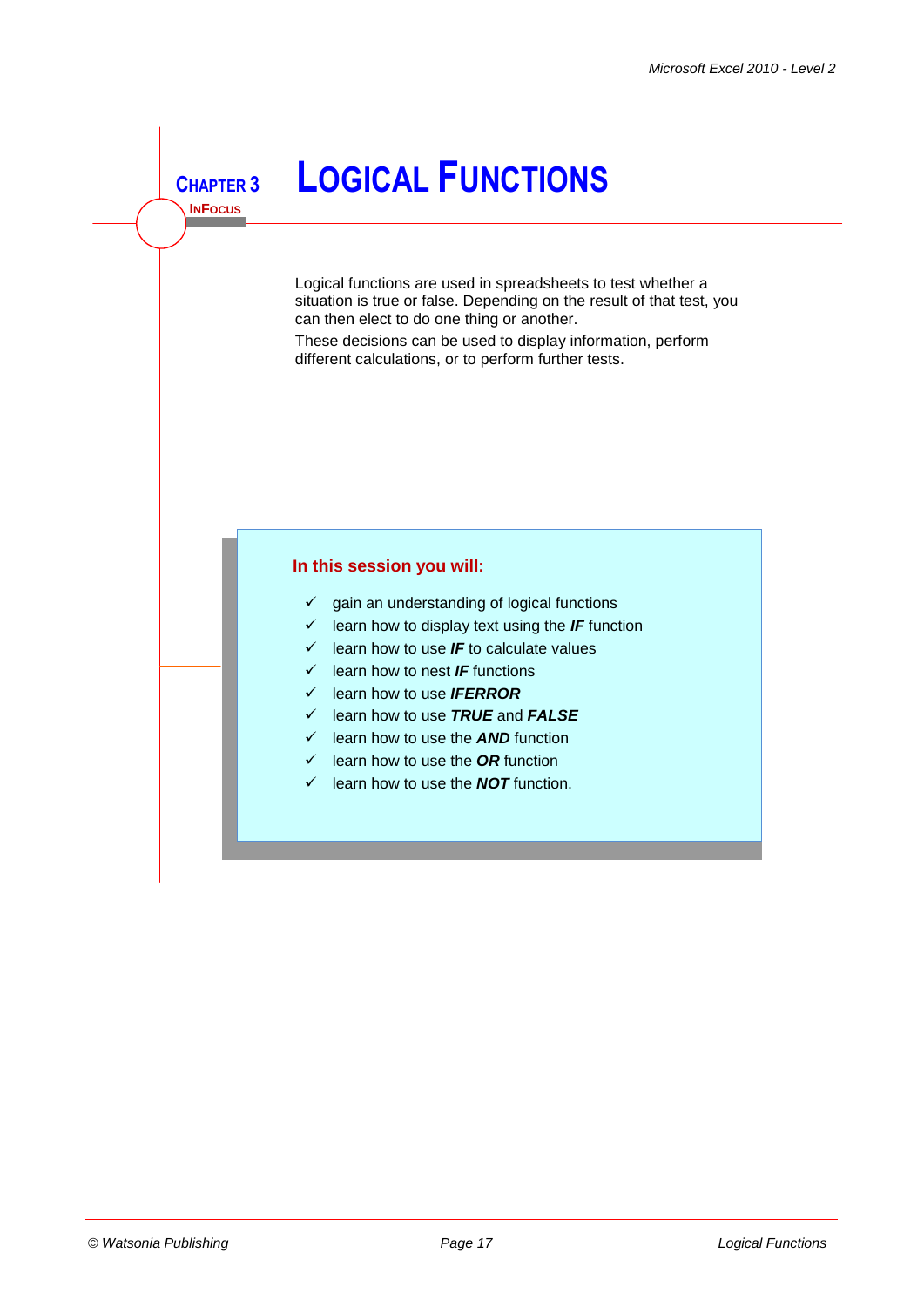**CHAPTER 3**
**INFOCUS**

# LOGICAL FUNCTIONS

Logical functions are used in spreadsheets to test whether a situation is true or false. Depending on the result of that test, you can then elect to do one thing or another.

These decisions can be used to display information, perform different calculations, or to perform further tests.

**In this session you will:**

- ✓ gain an understanding of logical functions
- ✓ learn how to display text using the ***IF*** function
- ✓ learn how to use ***IF*** to calculate values
- ✓ learn how to nest ***IF*** functions
- ✓ learn how to use ***IFERROR***
- ✓ learn how to use ***TRUE*** and ***FALSE***
- ✓ learn how to use the ***AND*** function
- ✓ learn how to use the ***OR*** function
- ✓ learn how to use the ***NOT*** function.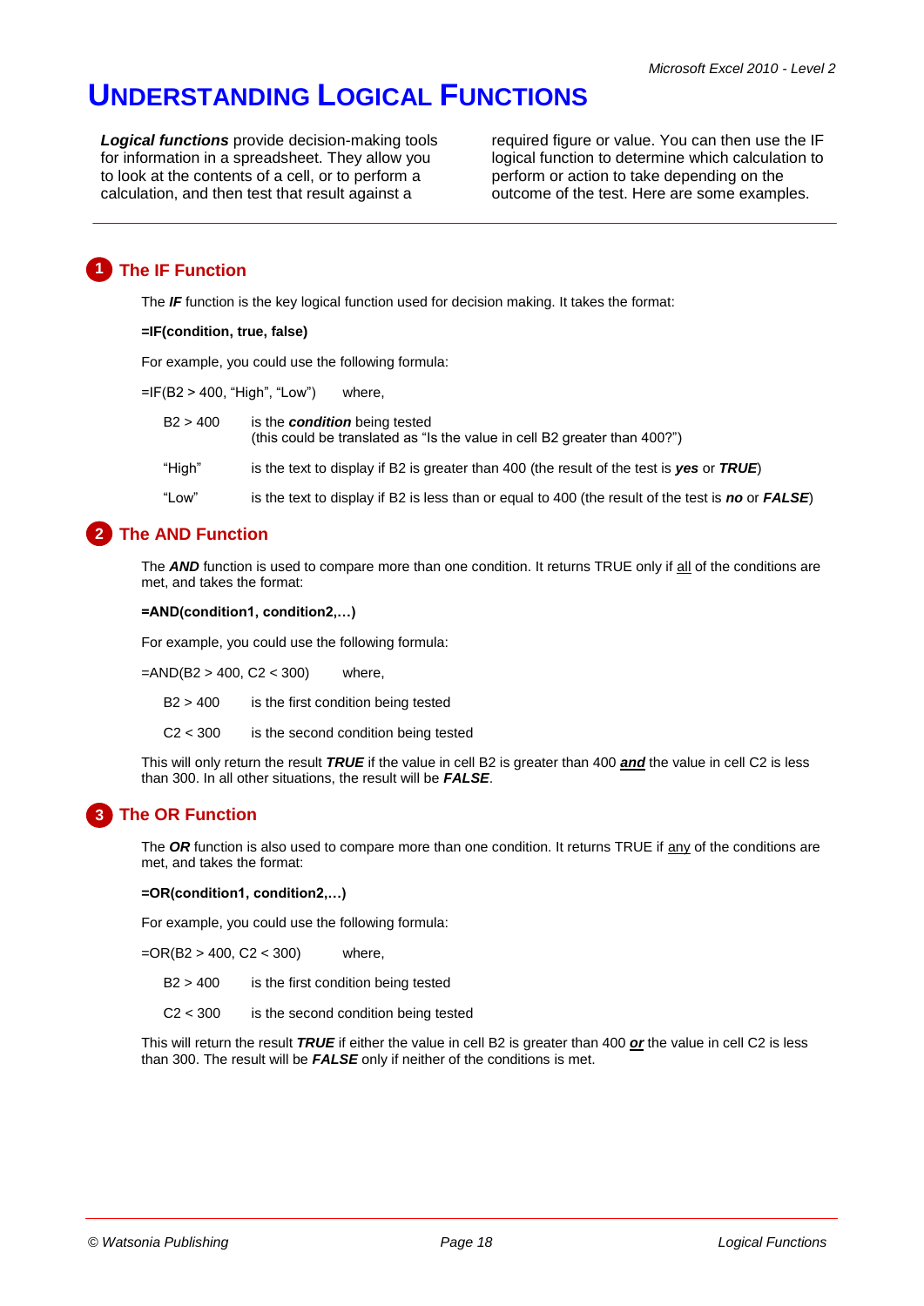# Understanding Logical Functions

***Logical functions*** provide decision-making tools for information in a spreadsheet. They allow you to look at the contents of a cell, or to perform a calculation, and then test that result against a required figure or value. You can then use the IF logical function to determine which calculation to perform or action to take depending on the outcome of the test. Here are some examples.

## 1 The IF Function

The ***IF*** function is the key logical function used for decision making. It takes the format:

**=IF(condition, true, false)**

For example, you could use the following formula:

=IF(B2 > 400, "High", "Low")     where,

| | |
|---|---|
| B2 > 400 | is the ***condition*** being tested<br>(this could be translated as "Is the value in cell B2 greater than 400?") |
| "High" | is the text to display if B2 is greater than 400 (the result of the test is ***yes*** or ***TRUE***) |
| "Low" | is the text to display if B2 is less than or equal to 400 (the result of the test is ***no*** or ***FALSE***) |

## 2 The AND Function

The ***AND*** function is used to compare more than one condition. It returns TRUE only if all of the conditions are met, and takes the format:

**=AND(condition1, condition2,…)**

For example, you could use the following formula:

=AND(B2 > 400, C2 < 300)     where,

| | |
|---|---|
| B2 > 400 | is the first condition being tested |
| C2 < 300 | is the second condition being tested |

This will only return the result ***TRUE*** if the value in cell B2 is greater than 400 ***and*** the value in cell C2 is less than 300. In all other situations, the result will be ***FALSE***.

## 3 The OR Function

The ***OR*** function is also used to compare more than one condition. It returns TRUE if any of the conditions are met, and takes the format:

**=OR(condition1, condition2,…)**

For example, you could use the following formula:

=OR(B2 > 400, C2 < 300)     where,

| | |
|---|---|
| B2 > 400 | is the first condition being tested |
| C2 < 300 | is the second condition being tested |

This will return the result ***TRUE*** if either the value in cell B2 is greater than 400 ***or*** the value in cell C2 is less than 300. The result will be ***FALSE*** only if neither of the conditions is met.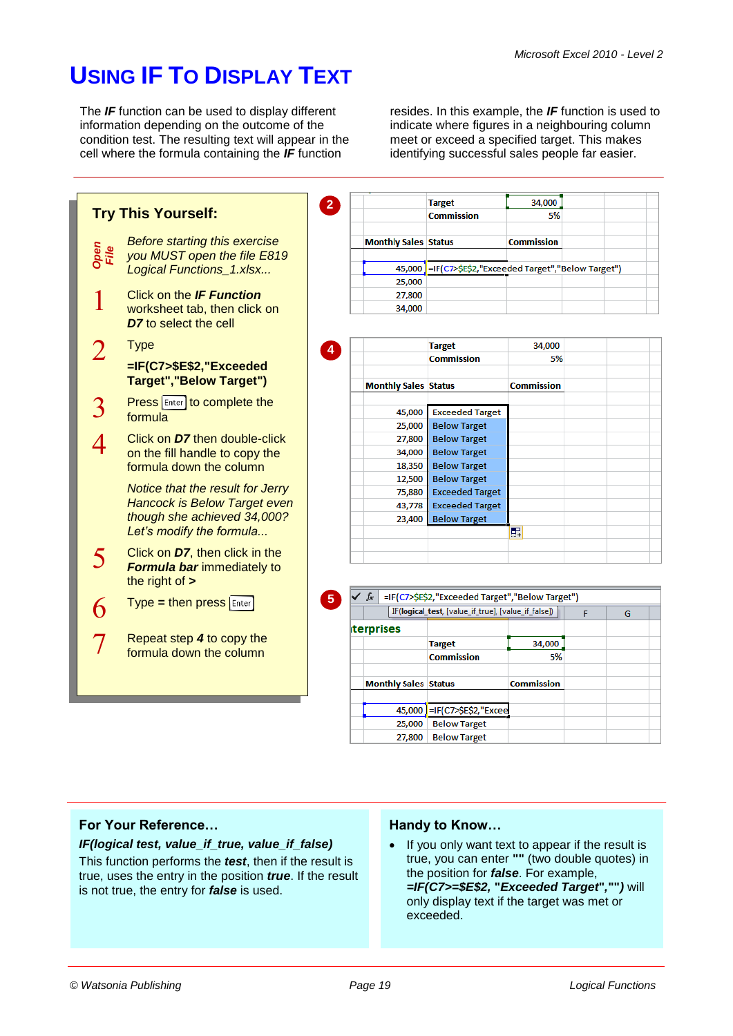# USING IF TO DISPLAY TEXT

The ***IF*** function can be used to display different information depending on the outcome of the condition test. The resulting text will appear in the cell where the formula containing the ***IF*** function resides. In this example, the ***IF*** function is used to indicate where figures in a neighbouring column meet or exceed a specified target. This makes identifying successful sales people far easier.

## Try This Yourself:

*Open File* — *Before starting this exercise you MUST open the file E819 Logical Functions_1.xlsx...*

1. Click on the ***IF Function*** worksheet tab, then click on ***D7*** to select the cell
2. Type **=IF(C7>$E$2,"Exceeded Target","Below Target")**
3. Press Enter to complete the formula
4. Click on ***D7*** then double-click on the fill handle to copy the formula down the column

   *Notice that the result for Jerry Hancock is Below Target even though she achieved 34,000? Let's modify the formula...*
5. Click on ***D7***, then click in the ***Formula bar*** immediately to the right of **>**
6. Type **=** then press Enter
7. Repeat step ***4*** to copy the formula down the column

**Step 2:**

| Monthly Sales | Status | Commission |
|---|---|---|
| | Target | 34,000 |
| | Commission | 5% |
| 45,000 | =IF(C7>$E$2,"Exceeded Target","Below Target") | |
| 25,000 | | |
| 27,800 | | |
| 34,000 | | |

**Step 4:**

| Monthly Sales | Status | Commission |
|---|---|---|
| 45,000 | Exceeded Target | |
| 25,000 | Below Target | |
| 27,800 | Below Target | |
| 34,000 | Below Target | |
| 18,350 | Below Target | |
| 12,500 | Below Target | |
| 75,880 | Exceeded Target | |
| 43,778 | Exceeded Target | |
| 23,400 | Below Target | |

**Step 5:** Formula bar: `=IF(C7>=$E$2,"Exceeded Target","Below Target")`

| Monthly Sales | Status | Commission |
|---|---|---|
| 45,000 | =IF(C7>=$E$2,"Excee | |
| 25,000 | Below Target | |
| 27,800 | Below Target | |

## For Your Reference…

***IF(logical test, value_if_true, value_if_false)***

This function performs the ***test***, then if the result is true, uses the entry in the position ***true***. If the result is not true, the entry for ***false*** is used.

## Handy to Know…

- If you only want text to appear if the result is true, you can enter **""** (two double quotes) in the position for ***false***. For example, ***=IF(C7>=$E$2, "Exceeded Target","")*** will only display text if the target was met or exceeded.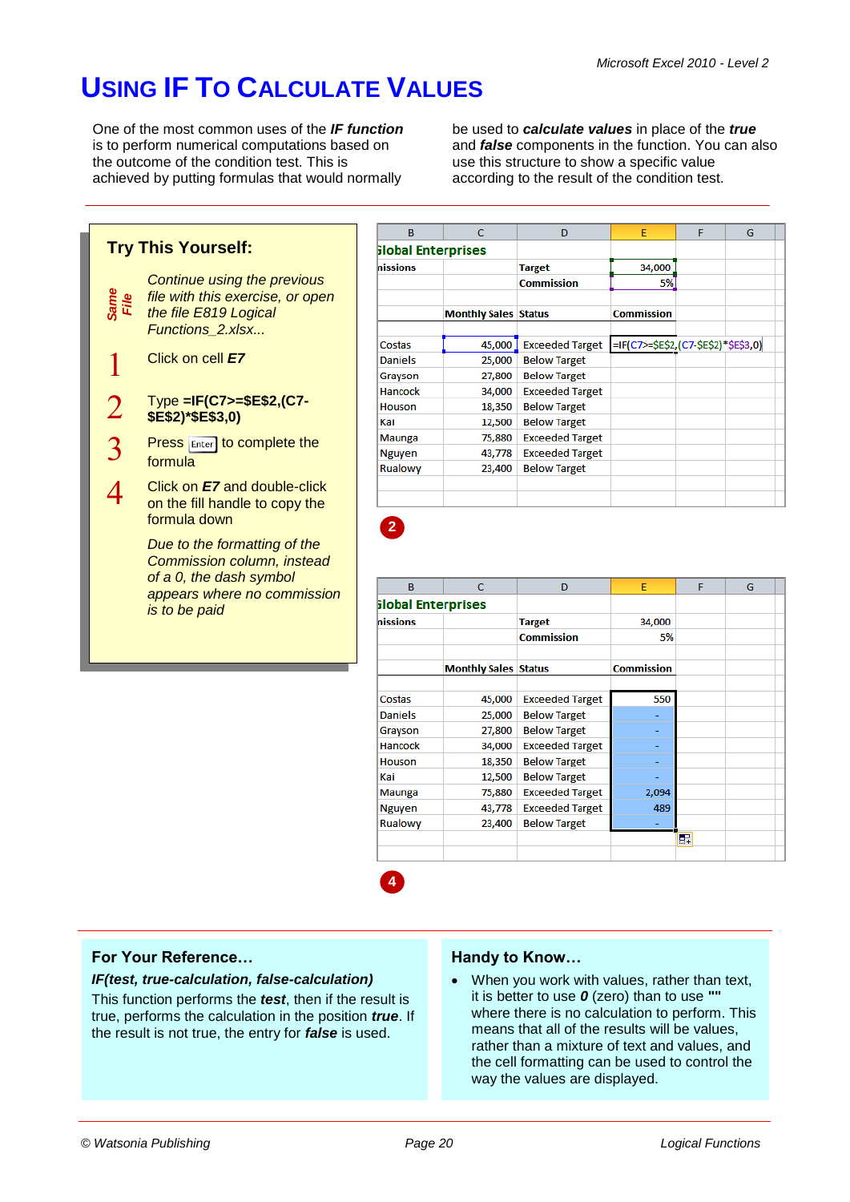# USING IF TO CALCULATE VALUES

One of the most common uses of the ***IF function*** is to perform numerical computations based on the outcome of the condition test. This is achieved by putting formulas that would normally be used to ***calculate values*** in place of the ***true*** and ***false*** components in the function. You can also use this structure to show a specific value according to the result of the condition test.

## Try This Yourself:

*Same File*

*Continue using the previous file with this exercise, or open the file E819 Logical Functions_2.xlsx...*

1. Click on cell ***E7***
2. Type **=IF(C7>=$E$2,(C7-$E$2)*$E$3,0)**
3. Press Enter to complete the formula
4. Click on ***E7*** and double-click on the fill handle to copy the formula down

*Due to the formatting of the Commission column, instead of a 0, the dash symbol appears where no commission is to be paid*

| B | C | D | E | F | G |
|---|---|---|---|---|---|
| lobal Enterprises | | | | | |
| nissions | | Target | 34,000 | | |
| | | Commission | 5% | | |
| | | | | | |
| | Monthly Sales | Status | Commission | | |
| | | | | | |
| Costas | 45,000 | Exceeded Target | =IF(C7>=$E$2,(C7-$E$2)*$E$3,0) | | |
| Daniels | 25,000 | Below Target | | | |
| Grayson | 27,800 | Below Target | | | |
| Hancock | 34,000 | Exceeded Target | | | |
| Houson | 18,350 | Below Target | | | |
| Kai | 12,500 | Below Target | | | |
| Maunga | 75,880 | Exceeded Target | | | |
| Nguyen | 43,778 | Exceeded Target | | | |
| Rualowy | 23,400 | Below Target | | | |

2

| B | C | D | E | F | G |
|---|---|---|---|---|---|
| lobal Enterprises | | | | | |
| nissions | | Target | 34,000 | | |
| | | Commission | 5% | | |
| | | | | | |
| | Monthly Sales | Status | Commission | | |
| | | | | | |
| Costas | 45,000 | Exceeded Target | 550 | | |
| Daniels | 25,000 | Below Target | - | | |
| Grayson | 27,800 | Below Target | - | | |
| Hancock | 34,000 | Exceeded Target | - | | |
| Houson | 18,350 | Below Target | - | | |
| Kai | 12,500 | Below Target | - | | |
| Maunga | 75,880 | Exceeded Target | 2,094 | | |
| Nguyen | 43,778 | Exceeded Target | 489 | | |
| Rualowy | 23,400 | Below Target | - | | |

4

## For Your Reference…

***IF(test, true-calculation, false-calculation)***

This function performs the ***test***, then if the result is true, performs the calculation in the position ***true***. If the result is not true, the entry for ***false*** is used.

## Handy to Know…

- When you work with values, rather than text, it is better to use ***0*** (zero) than to use **""** where there is no calculation to perform. This means that all of the results will be values, rather than a mixture of text and values, and the cell formatting can be used to control the way the values are displayed.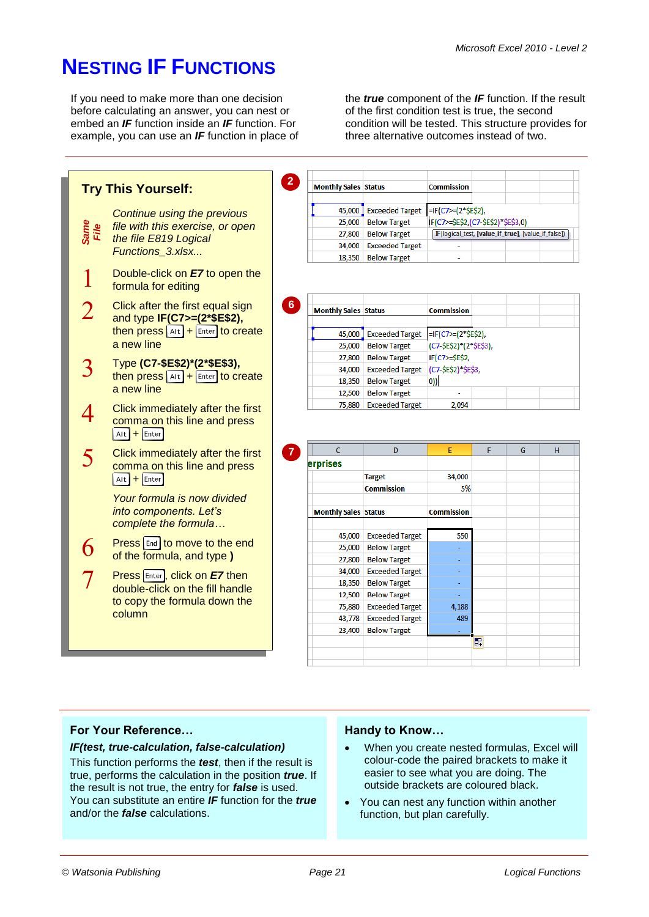# NESTING IF FUNCTIONS

If you need to make more than one decision before calculating an answer, you can nest or embed an ***IF*** function inside an ***IF*** function. For example, you can use an ***IF*** function in place of the ***true*** component of the ***IF*** function. If the result of the first condition test is true, the second condition will be tested. This structure provides for three alternative outcomes instead of two.

## Try This Yourself:

*Same File*

*Continue using the previous file with this exercise, or open the file E819 Logical Functions_3.xlsx...*

1. Double-click on ***E7*** to open the formula for editing
2. Click after the first equal sign and type **IF(C7>=(2*$E$2),** then press Alt + Enter to create a new line
3. Type **(C7-$E$2)*(2*$E$3),** then press Alt + Enter to create a new line
4. Click immediately after the first comma on this line and press Alt + Enter
5. Click immediately after the first comma on this line and press Alt + Enter

   *Your formula is now divided into components. Let's complete the formula…*
6. Press End to move to the end of the formula, and type **)**
7. Press Enter, click on ***E7*** then double-click on the fill handle to copy the formula down the column

**2**

| Monthly Sales | Status | Commission |
|---|---|---|
| 45,000 | Exceeded Target | =IF(C7>=(2*$E$2), |
| 25,000 | Below Target | IF(C7>=$E$2,(C7-$E$2)*$E$3,0) |
| 27,800 | Below Target | IF(logical_test, [value_if_true], [value_if_false]) |
| 34,000 | Exceeded Target | - |
| 18,350 | Below Target | - |

**6**

| Monthly Sales | Status | Commission |
|---|---|---|
| 45,000 | Exceeded Target | =IF(C7>=(2*$E$2), |
| 25,000 | Below Target | (C7-$E$2)*(2*$E$3), |
| 27,800 | Below Target | IF(C7>=$E$2, |
| 34,000 | Exceeded Target | (C7-$E$2)*$E$3, |
| 18,350 | Below Target | 0)) |
| 12,500 | Below Target | - |
| 75,880 | Exceeded Target | 2,094 |

**7**

| C | D | E | F | G | H |
|---|---|---|---|---|---|
| erprises | | | | | |
| | Target | 34,000 | | | |
| | Commission | 5% | | | |
| Monthly Sales | Status | Commission | | | |
| 45,000 | Exceeded Target | 550 | | | |
| 25,000 | Below Target | - | | | |
| 27,800 | Below Target | - | | | |
| 34,000 | Exceeded Target | - | | | |
| 18,350 | Below Target | - | | | |
| 12,500 | Below Target | - | | | |
| 75,880 | Exceeded Target | 4,188 | | | |
| 43,778 | Exceeded Target | 489 | | | |
| 23,400 | Below Target | - | | | |

## For Your Reference…

***IF(test, true-calculation, false-calculation)***

This function performs the ***test***, then if the result is true, performs the calculation in the position ***true***. If the result is not true, the entry for ***false*** is used. You can substitute an entire ***IF*** function for the ***true*** and/or the ***false*** calculations.

## Handy to Know…

- When you create nested formulas, Excel will colour-code the paired brackets to make it easier to see what you are doing. The outside brackets are coloured black.
- You can nest any function within another function, but plan carefully.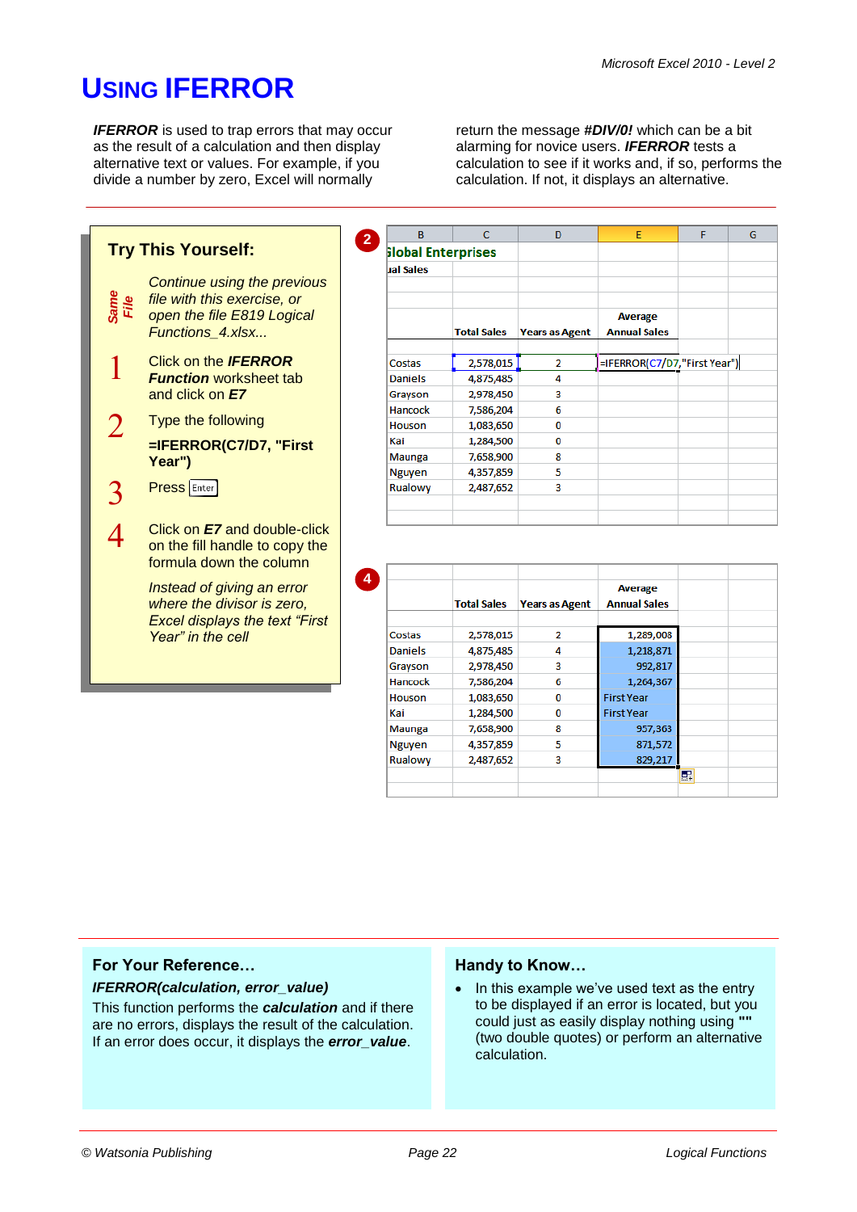# USING IFERROR

***IFERROR*** is used to trap errors that may occur as the result of a calculation and then display alternative text or values. For example, if you divide a number by zero, Excel will normally return the message ***#DIV/0!*** which can be a bit alarming for novice users. ***IFERROR*** tests a calculation to see if it works and, if so, performs the calculation. If not, it displays an alternative.

## Try This Yourself:

*Same File*

*Continue using the previous file with this exercise, or open the file E819 Logical Functions_4.xlsx...*

1. Click on the ***IFERROR Function*** worksheet tab and click on ***E7***
2. Type the following

   **=IFERROR(C7/D7, "First Year")**
3. Press Enter
4. Click on ***E7*** and double-click on the fill handle to copy the formula down the column

*Instead of giving an error where the divisor is zero, Excel displays the text "First Year" in the cell*

**2**

| B | C | D | E | F | G |
|---|---|---|---|---|---|
| Global Enterprises | | | | | |
| Annual Sales | | | | | |
| | Total Sales | Years as Agent | Average Annual Sales | | |
| Costas | 2,578,015 | 2 | =IFERROR(C7/D7,"First Year") | | |
| Daniels | 4,875,485 | 4 | | | |
| Grayson | 2,978,450 | 3 | | | |
| Hancock | 7,586,204 | 6 | | | |
| Houson | 1,083,650 | 0 | | | |
| Kai | 1,284,500 | 0 | | | |
| Maunga | 7,658,900 | 8 | | | |
| Nguyen | 4,357,859 | 5 | | | |
| Rualowy | 2,487,652 | 3 | | | |

**4**

| | Total Sales | Years as Agent | Average Annual Sales |
|---|---|---|---|
| Costas | 2,578,015 | 2 | 1,289,008 |
| Daniels | 4,875,485 | 4 | 1,218,871 |
| Grayson | 2,978,450 | 3 | 992,817 |
| Hancock | 7,586,204 | 6 | 1,264,367 |
| Houson | 1,083,650 | 0 | First Year |
| Kai | 1,284,500 | 0 | First Year |
| Maunga | 7,658,900 | 8 | 957,363 |
| Nguyen | 4,357,859 | 5 | 871,572 |
| Rualowy | 2,487,652 | 3 | 829,217 |

## For Your Reference…

***IFERROR(calculation, error_value)***

This function performs the ***calculation*** and if there are no errors, displays the result of the calculation. If an error does occur, it displays the ***error_value***.

## Handy to Know…

- In this example we've used text as the entry to be displayed if an error is located, but you could just as easily display nothing using **""** (two double quotes) or perform an alternative calculation.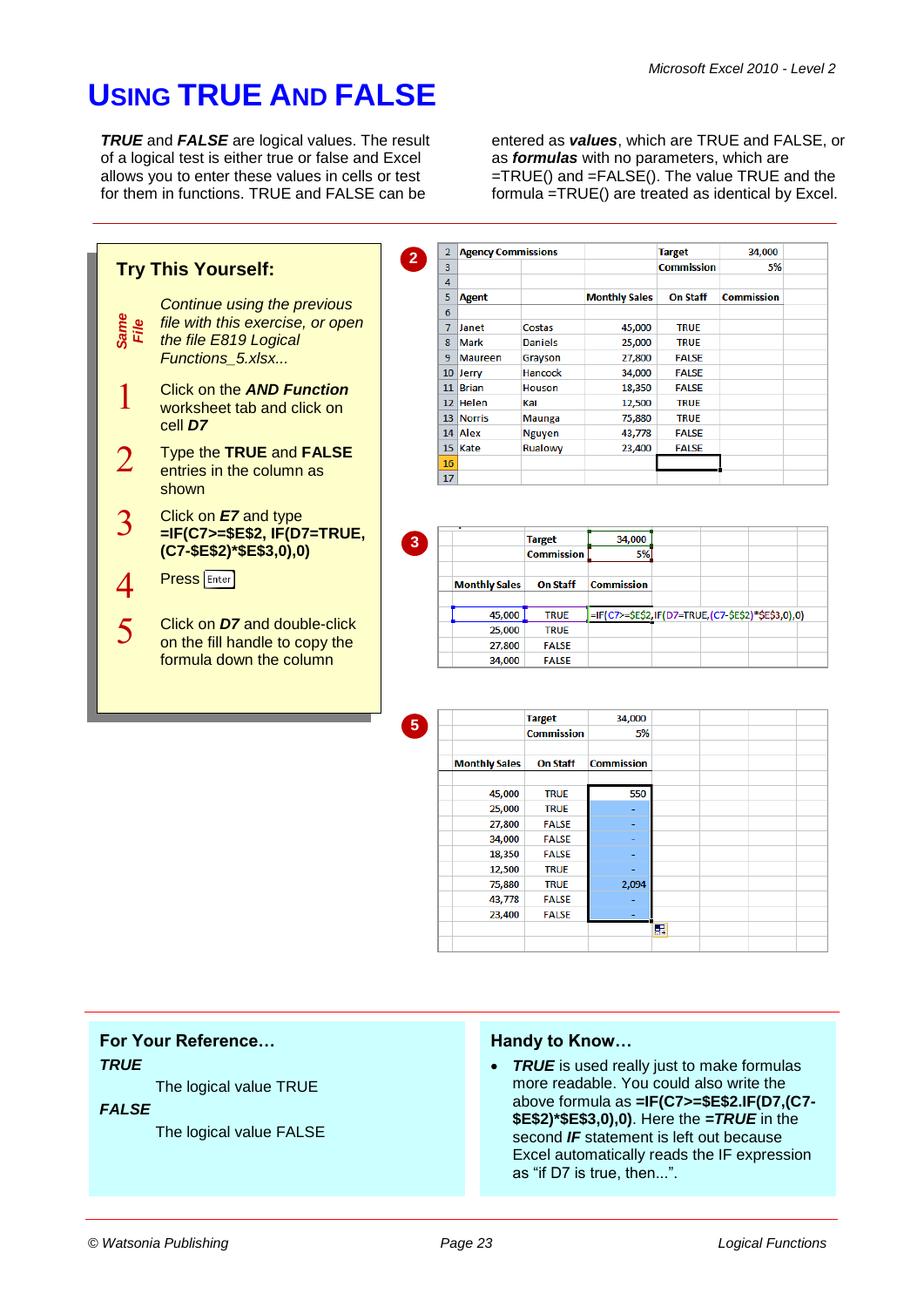# Using TRUE And FALSE

***TRUE*** and ***FALSE*** are logical values. The result of a logical test is either true or false and Excel allows you to enter these values in cells or test for them in functions. TRUE and FALSE can be entered as ***values***, which are TRUE and FALSE, or as ***formulas*** with no parameters, which are =TRUE() and =FALSE(). The value TRUE and the formula =TRUE() are treated as identical by Excel.

## Try This Yourself:

*Same File*

*Continue using the previous file with this exercise, or open the file E819 Logical Functions_5.xlsx...*

1. Click on the ***AND Function*** worksheet tab and click on cell ***D7***
2. Type the **TRUE** and **FALSE** entries in the column as shown
3. Click on ***E7*** and type **=IF(C7>=$E$2, IF(D7=TRUE, (C7-$E$2)*$E$3,0),0)**
4. Press Enter
5. Click on ***D7*** and double-click on the fill handle to copy the formula down the column

**2**

| | A | B | C | D | E |
|---|---|---|---|---|---|
| 2 | Agency Commissions | | | Target | 34,000 |
| 3 | | | | Commission | 5% |
| 4 | | | | | |
| 5 | Agent | | Monthly Sales | On Staff | Commission |
| 6 | | | | | |
| 7 | Janet | Costas | 45,000 | TRUE | |
| 8 | Mark | Daniels | 25,000 | TRUE | |
| 9 | Maureen | Grayson | 27,800 | FALSE | |
| 10 | Jerry | Hancock | 34,000 | FALSE | |
| 11 | Brian | Houson | 18,350 | FALSE | |
| 12 | Helen | Kai | 12,500 | TRUE | |
| 13 | Norris | Maunga | 75,880 | TRUE | |
| 14 | Alex | Nguyen | 43,778 | FALSE | |
| 15 | Kate | Rualowy | 23,400 | FALSE | |
| 16 | | | | | |
| 17 | | | | | |

**3**

| Monthly Sales | On Staff | Commission |
|---|---|---|
| | Target | 34,000 |
| | Commission | 5% |
| 45,000 | TRUE | =IF(C7>=$E$2,IF(D7=TRUE,(C7-$E$2)*$E$3,0),0) |
| 25,000 | TRUE | |
| 27,800 | FALSE | |
| 34,000 | FALSE | |

**5**

| Monthly Sales | On Staff | Commission |
|---|---|---|
| | Target | 34,000 |
| | Commission | 5% |
| 45,000 | TRUE | 550 |
| 25,000 | TRUE | - |
| 27,800 | FALSE | - |
| 34,000 | FALSE | - |
| 18,350 | FALSE | - |
| 12,500 | TRUE | - |
| 75,880 | TRUE | 2,094 |
| 43,778 | FALSE | - |
| 23,400 | FALSE | - |

### For Your Reference…

***TRUE***

The logical value TRUE

***FALSE***

The logical value FALSE

### Handy to Know…

- ***TRUE*** is used really just to make formulas more readable. You could also write the above formula as **=IF(C7>=$E$2.IF(D7,(C7-$E$2)*$E$3,0),0)**. Here the ***=TRUE*** in the second ***IF*** statement is left out because Excel automatically reads the IF expression as "if D7 is true, then...".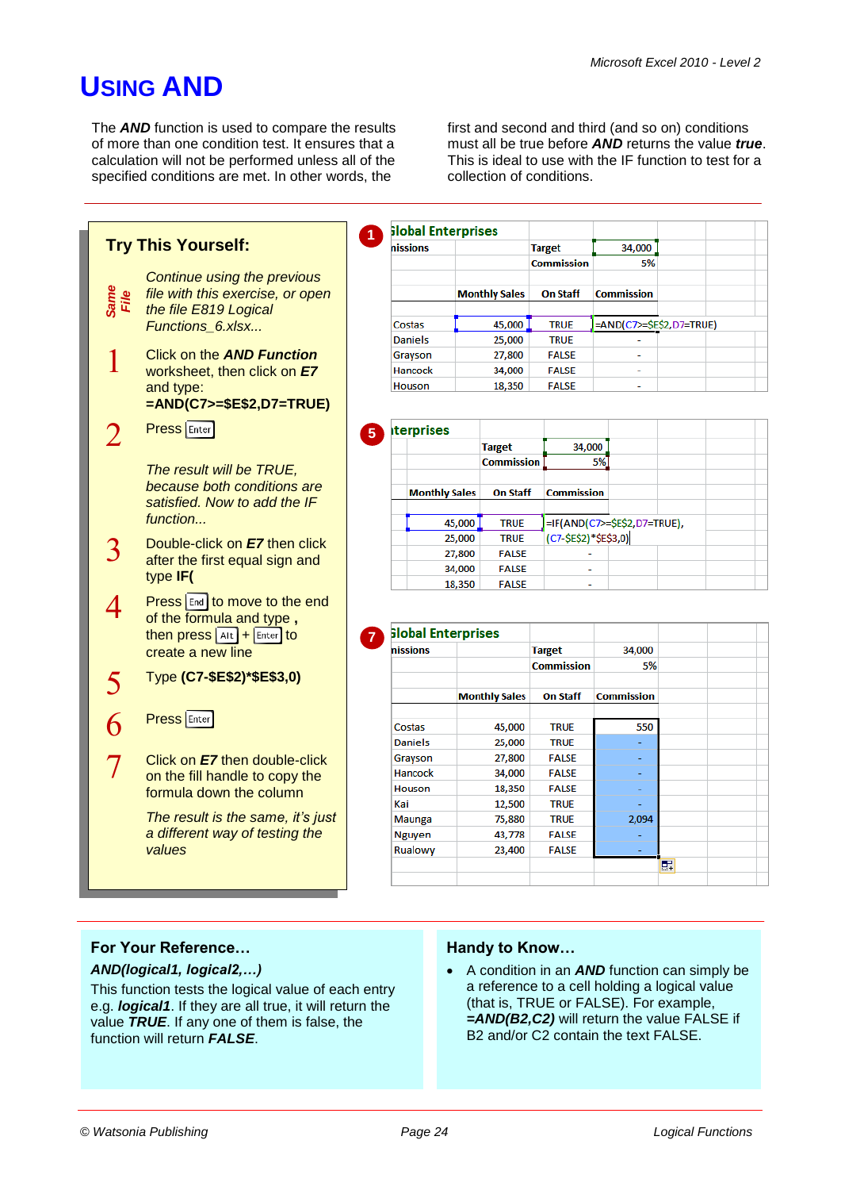# USING AND

The ***AND*** function is used to compare the results of more than one condition test. It ensures that a calculation will not be performed unless all of the specified conditions are met. In other words, the first and second and third (and so on) conditions must all be true before ***AND*** returns the value ***true***. This is ideal to use with the IF function to test for a collection of conditions.

## Try This Yourself:

*Same File*

*Continue using the previous file with this exercise, or open the file E819 Logical Functions_6.xlsx...*

1. Click on the ***AND Function*** worksheet, then click on ***E7*** and type:
   **=AND(C7>=$E$2,D7=TRUE)**
2. Press Enter

   *The result will be TRUE, because both conditions are satisfied. Now to add the IF function...*
3. Double-click on ***E7*** then click after the first equal sign and type **IF(**
4. Press End to move to the end of the formula and type **,** then press Alt + Enter to create a new line
5. Type **(C7-$E$2)*$E$3,0)**
6. Press Enter
7. Click on ***E7*** then double-click on the fill handle to copy the formula down the column

   *The result is the same, it's just a different way of testing the values*

**1**

| Global Enterprises | | | | |
|---|---|---|---|---|
| nissions | | Target | 34,000 | |
| | | Commission | 5% | |
| | Monthly Sales | On Staff | Commission | |
| Costas | 45,000 | TRUE | =AND(C7>=$E$2,D7=TRUE) | |
| Daniels | 25,000 | TRUE | - | |
| Grayson | 27,800 | FALSE | - | |
| Hancock | 34,000 | FALSE | - | |
| Houson | 18,350 | FALSE | - | |

**5**

| terprises | | | |
|---|---|---|---|
| | Target | 34,000 | |
| | Commission | 5% | |
| Monthly Sales | On Staff | Commission | |
| 45,000 | TRUE | =IF(AND(C7>=$E$2,D7=TRUE), (C7-$E$2)*$E$3,0) | |
| 25,000 | TRUE | | |
| 27,800 | FALSE | - | |
| 34,000 | FALSE | - | |
| 18,350 | FALSE | - | |

**7**

| Global Enterprises | | | |
|---|---|---|---|
| nissions | | Target | 34,000 |
| | | Commission | 5% |
| | Monthly Sales | On Staff | Commission |
| Costas | 45,000 | TRUE | 550 |
| Daniels | 25,000 | TRUE | - |
| Grayson | 27,800 | FALSE | - |
| Hancock | 34,000 | FALSE | - |
| Houson | 18,350 | FALSE | - |
| Kai | 12,500 | TRUE | - |
| Maunga | 75,880 | TRUE | 2,094 |
| Nguyen | 43,778 | FALSE | - |
| Rualowy | 23,400 | FALSE | - |

## For Your Reference…

***AND(logical1, logical2,…)***

This function tests the logical value of each entry e.g. ***logical1***. If they are all true, it will return the value ***TRUE***. If any one of them is false, the function will return ***FALSE***.

## Handy to Know…

- A condition in an ***AND*** function can simply be a reference to a cell holding a logical value (that is, TRUE or FALSE). For example, ***=AND(B2,C2)*** will return the value FALSE if B2 and/or C2 contain the text FALSE.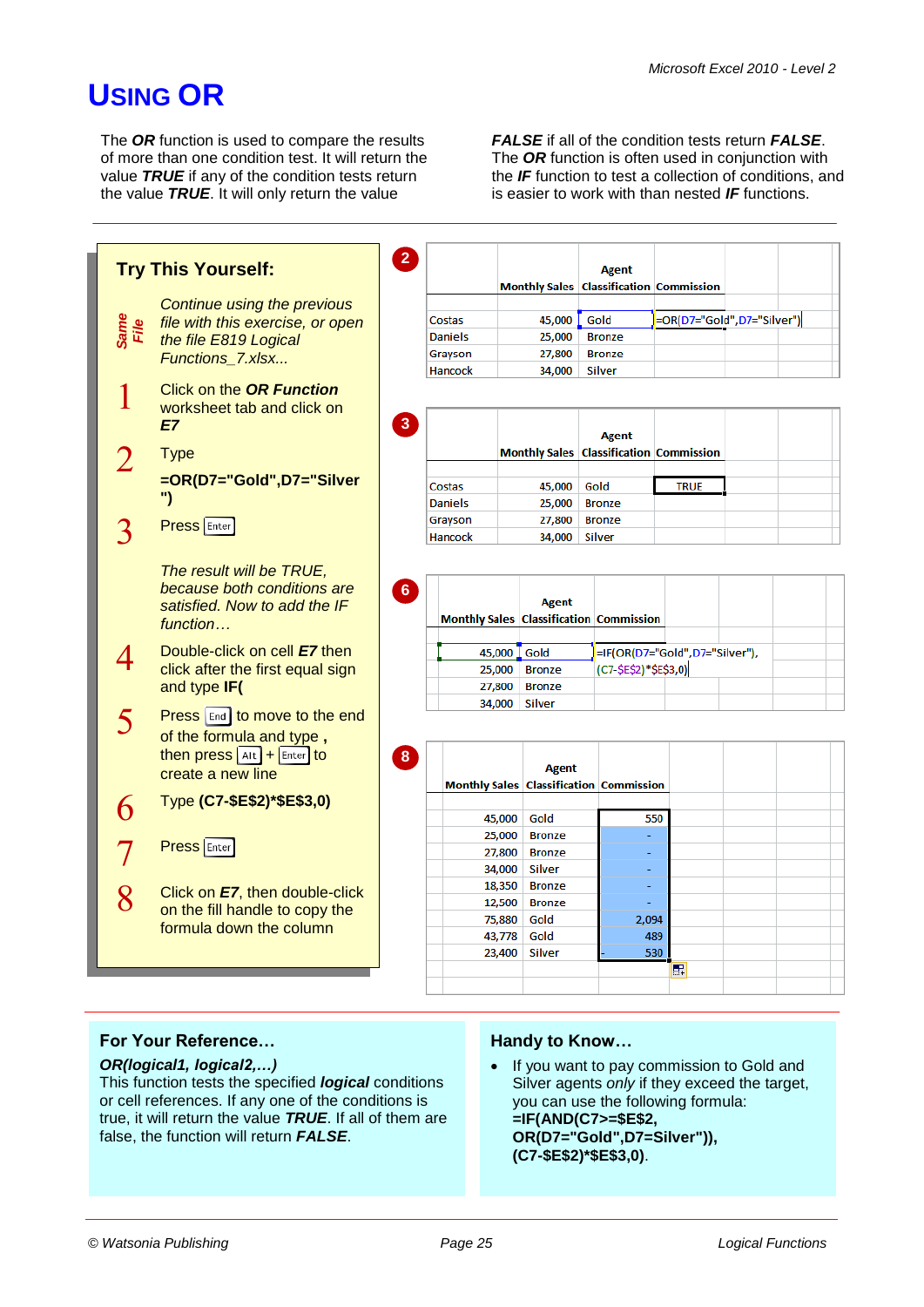# USING OR

The **OR** function is used to compare the results of more than one condition test. It will return the value **TRUE** if any of the condition tests return the value **TRUE**. It will only return the value **FALSE** if all of the condition tests return **FALSE**. The **OR** function is often used in conjunction with the **IF** function to test a collection of conditions, and is easier to work with than nested **IF** functions.

## Try This Yourself:

*Same File*

*Continue using the previous file with this exercise, or open the file E819 Logical Functions_7.xlsx...*

1. Click on the ***OR Function*** worksheet tab and click on ***E7***
2. Type **=OR(D7="Gold",D7="Silver")**
3. Press Enter

*The result will be TRUE, because both conditions are satisfied. Now to add the IF function…*

4. Double-click on cell ***E7*** then click after the first equal sign and type **IF(**
5. Press End to move to the end of the formula and type **,** then press Alt + Enter to create a new line
6. Type **(C7-$E$2)*$E$3,0)**
7. Press Enter
8. Click on ***E7***, then double-click on the fill handle to copy the formula down the column

**Step 2**

| | Monthly Sales | Agent Classification | Commission |
|---|---|---|---|
| Costas | 45,000 | Gold | =OR(D7="Gold",D7="Silver") |
| Daniels | 25,000 | Bronze | |
| Grayson | 27,800 | Bronze | |
| Hancock | 34,000 | Silver | |

**Step 3**

| | Monthly Sales | Agent Classification | Commission |
|---|---|---|---|
| Costas | 45,000 | Gold | TRUE |
| Daniels | 25,000 | Bronze | |
| Grayson | 27,800 | Bronze | |
| Hancock | 34,000 | Silver | |

**Step 6**

| Monthly Sales | Agent Classification | Commission |
|---|---|---|
| 45,000 | Gold | =IF(OR(D7="Gold",D7="Silver"), (C7-$E$2)*$E$3,0) |
| 25,000 | Bronze | |
| 27,800 | Bronze | |
| 34,000 | Silver | |

**Step 8**

| Monthly Sales | Agent Classification | Commission |
|---|---|---|
| 45,000 | Gold | 550 |
| 25,000 | Bronze | - |
| 27,800 | Bronze | - |
| 34,000 | Silver | - |
| 18,350 | Bronze | - |
| 12,500 | Bronze | - |
| 75,880 | Gold | 2,094 |
| 43,778 | Gold | 489 |
| 23,400 | Silver | 530 |

## For Your Reference…

***OR(logical1, logical2,…)***

This function tests the specified ***logical*** conditions or cell references. If any one of the conditions is true, it will return the value ***TRUE***. If all of them are false, the function will return ***FALSE***.

## Handy to Know…

- If you want to pay commission to Gold and Silver agents *only* if they exceed the target, you can use the following formula: **=IF(AND(C7>=$E$2, OR(D7="Gold",D7=Silver")), (C7-$E$2)*$E$3,0)**.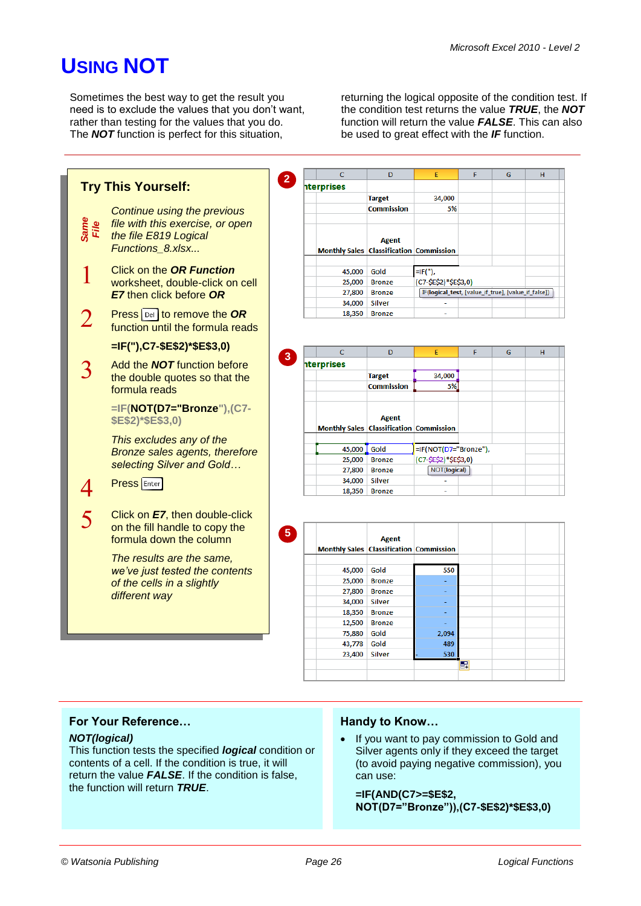# Using NOT

Sometimes the best way to get the result you need is to exclude the values that you don't want, rather than testing for the values that you do. The **NOT** function is perfect for this situation, returning the logical opposite of the condition test. If the condition test returns the value ***TRUE***, the ***NOT*** function will return the value ***FALSE***. This can also be used to great effect with the ***IF*** function.

## Try This Yourself:

*Same File*

*Continue using the previous file with this exercise, or open the file E819 Logical Functions_8.xlsx...*

1. Click on the ***OR Function*** worksheet, double-click on cell ***E7*** then click before ***OR***
2. Press Del to remove the ***OR*** function until the formula reads

   **=IF("),C7-$E$2)*$E$3,0)**
3. Add the ***NOT*** function before the double quotes so that the formula reads

   **=IF(NOT(D7="Bronze"),(C7-$E$2)*$E$3,0)**

   *This excludes any of the Bronze sales agents, therefore selecting Silver and Gold…*
4. Press Enter
5. Click on ***E7***, then double-click on the fill handle to copy the formula down the column

   *The results are the same, we've just tested the contents of the cells in a slightly different way*

**2**

| C | D | E | F | G | H |
|---|---|---|---|---|---|
| nterprises | | | | | |
| | Target | 34,000 | | | |
| | Commission | 5% | | | |
| Monthly Sales | Agent Classification | Commission | | | |
| 45,000 | Gold | =IF("), | | | |
| 25,000 | Bronze | (C7-$E$2)*$E$3,0) | | | |
| 27,800 | Bronze | IF(logical_test, [value_if_true], [value_if_false]) | | | |
| 34,000 | Silver | - | | | |
| 18,350 | Bronze | - | | | |

**3**

| C | D | E | F | G | H |
|---|---|---|---|---|---|
| nterprises | | | | | |
| | Target | 34,000 | | | |
| | Commission | 5% | | | |
| Monthly Sales | Agent Classification | Commission | | | |
| 45,000 | Gold | =IF(NOT(D7="Bronze"), | | | |
| 25,000 | Bronze | (C7-$E$2)*$E$3,0) | | | |
| 27,800 | Bronze | NOT(logical) | | | |
| 34,000 | Silver | - | | | |
| 18,350 | Bronze | - | | | |

**5**

| Monthly Sales | Agent Classification | Commission |
|---|---|---|
| 45,000 | Gold | 550 |
| 25,000 | Bronze | - |
| 27,800 | Bronze | - |
| 34,000 | Silver | - |
| 18,350 | Bronze | - |
| 12,500 | Bronze | - |
| 75,880 | Gold | 2,094 |
| 43,778 | Gold | 489 |
| 23,400 | Silver | 530 |

## For Your Reference…

***NOT(logical)***

This function tests the specified ***logical*** condition or contents of a cell. If the condition is true, it will return the value ***FALSE***. If the condition is false, the function will return ***TRUE***.

## Handy to Know…

- If you want to pay commission to Gold and Silver agents only if they exceed the target (to avoid paying negative commission), you can use:

  **=IF(AND(C7>=$E$2, NOT(D7="Bronze")),(C7-$E$2)*$E$3,0)**